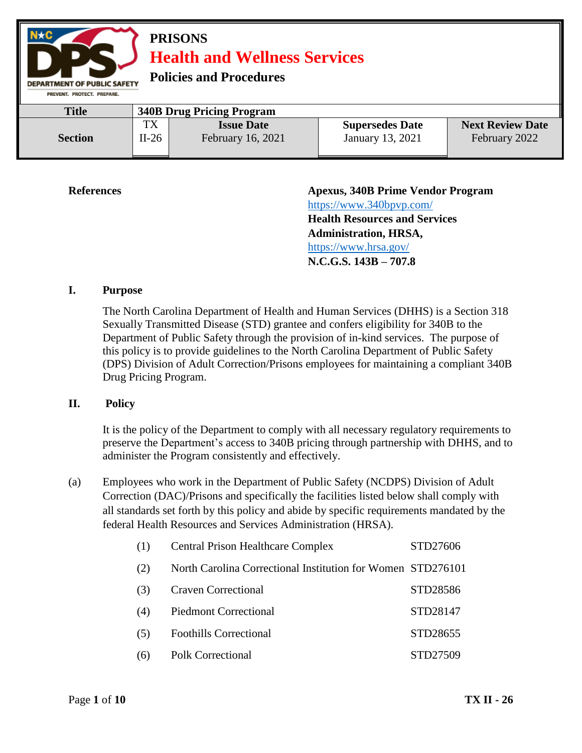**PRISONS**

# Health and Wellness Services

**Policies and Procedures**

| Title | 340B Drug Pricing Program | | | |
|---|---|---|---|---|
| **Section** | TX II-26 | **Issue Date** February 16, 2021 | **Supersedes Date** January 13, 2021 | **Next Review Date** February 2022 |

**References**

**Apexus, 340B Prime Vendor Program**
https://www.340bpvp.com/
**Health Resources and Services Administration, HRSA,**
https://www.hrsa.gov/
**N.C.G.S. 143B – 707.8**

## I. Purpose

The North Carolina Department of Health and Human Services (DHHS) is a Section 318 Sexually Transmitted Disease (STD) grantee and confers eligibility for 340B to the Department of Public Safety through the provision of in-kind services. The purpose of this policy is to provide guidelines to the North Carolina Department of Public Safety (DPS) Division of Adult Correction/Prisons employees for maintaining a compliant 340B Drug Pricing Program.

## II. Policy

It is the policy of the Department to comply with all necessary regulatory requirements to preserve the Department's access to 340B pricing through partnership with DHHS, and to administer the Program consistently and effectively.

(a) Employees who work in the Department of Public Safety (NCDPS) Division of Adult Correction (DAC)/Prisons and specifically the facilities listed below shall comply with all standards set forth by this policy and abide by specific requirements mandated by the federal Health Resources and Services Administration (HRSA).

(1) Central Prison Healthcare Complex STD27606

(2) North Carolina Correctional Institution for Women STD276101

(3) Craven Correctional STD28586

(4) Piedmont Correctional STD28147

(5) Foothills Correctional STD28655

(6) Polk Correctional STD27509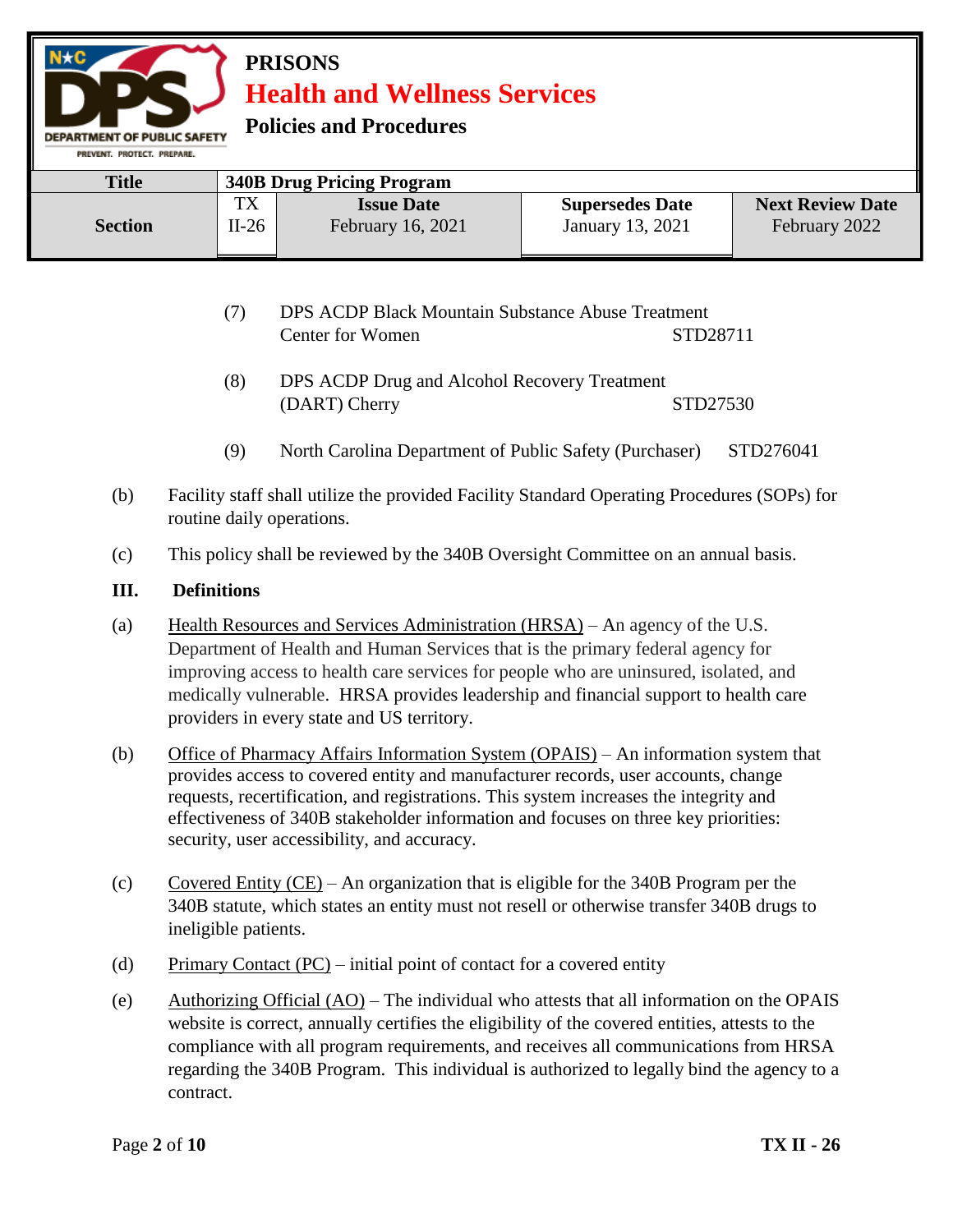(7) DPS ACDP Black Mountain Substance Abuse Treatment Center for Women STD28711

(8) DPS ACDP Drug and Alcohol Recovery Treatment (DART) Cherry STD27530

(9) North Carolina Department of Public Safety (Purchaser) STD276041

(b) Facility staff shall utilize the provided Facility Standard Operating Procedures (SOPs) for routine daily operations.

(c) This policy shall be reviewed by the 340B Oversight Committee on an annual basis.

## III. Definitions

(a) Health Resources and Services Administration (HRSA) – An agency of the U.S. Department of Health and Human Services that is the primary federal agency for improving access to health care services for people who are uninsured, isolated, and medically vulnerable. HRSA provides leadership and financial support to health care providers in every state and US territory.

(b) Office of Pharmacy Affairs Information System (OPAIS) – An information system that provides access to covered entity and manufacturer records, user accounts, change requests, recertification, and registrations. This system increases the integrity and effectiveness of 340B stakeholder information and focuses on three key priorities: security, user accessibility, and accuracy.

(c) Covered Entity (CE) – An organization that is eligible for the 340B Program per the 340B statute, which states an entity must not resell or otherwise transfer 340B drugs to ineligible patients.

(d) Primary Contact (PC) – initial point of contact for a covered entity

(e) Authorizing Official (AO) – The individual who attests that all information on the OPAIS website is correct, annually certifies the eligibility of the covered entities, attests to the compliance with all program requirements, and receives all communications from HRSA regarding the 340B Program. This individual is authorized to legally bind the agency to a contract.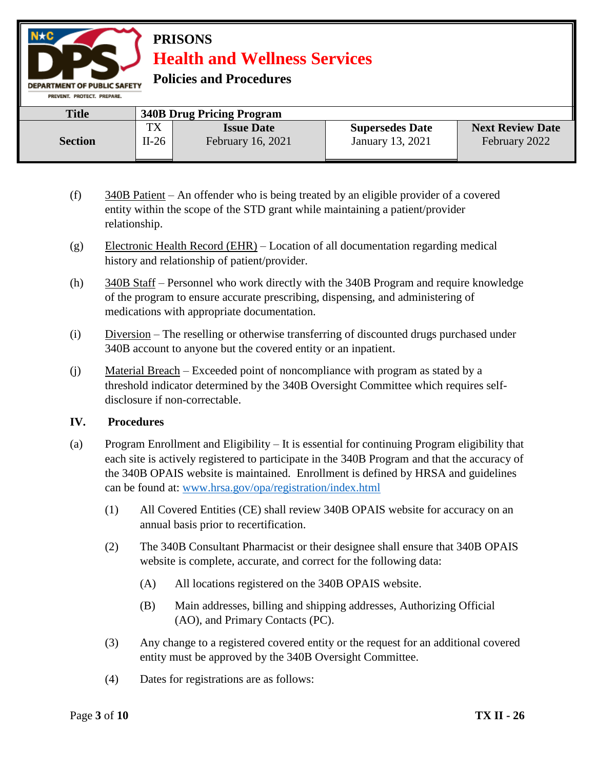(f) 340B Patient – An offender who is being treated by an eligible provider of a covered entity within the scope of the STD grant while maintaining a patient/provider relationship.

(g) Electronic Health Record (EHR) – Location of all documentation regarding medical history and relationship of patient/provider.

(h) 340B Staff – Personnel who work directly with the 340B Program and require knowledge of the program to ensure accurate prescribing, dispensing, and administering of medications with appropriate documentation.

(i) Diversion – The reselling or otherwise transferring of discounted drugs purchased under 340B account to anyone but the covered entity or an inpatient.

(j) Material Breach – Exceeded point of noncompliance with program as stated by a threshold indicator determined by the 340B Oversight Committee which requires self-disclosure if non-correctable.

## IV. Procedures

(a) Program Enrollment and Eligibility – It is essential for continuing Program eligibility that each site is actively registered to participate in the 340B Program and that the accuracy of the 340B OPAIS website is maintained. Enrollment is defined by HRSA and guidelines can be found at: www.hrsa.gov/opa/registration/index.html

(1) All Covered Entities (CE) shall review 340B OPAIS website for accuracy on an annual basis prior to recertification.

(2) The 340B Consultant Pharmacist or their designee shall ensure that 340B OPAIS website is complete, accurate, and correct for the following data:

(A) All locations registered on the 340B OPAIS website.

(B) Main addresses, billing and shipping addresses, Authorizing Official (AO), and Primary Contacts (PC).

(3) Any change to a registered covered entity or the request for an additional covered entity must be approved by the 340B Oversight Committee.

(4) Dates for registrations are as follows: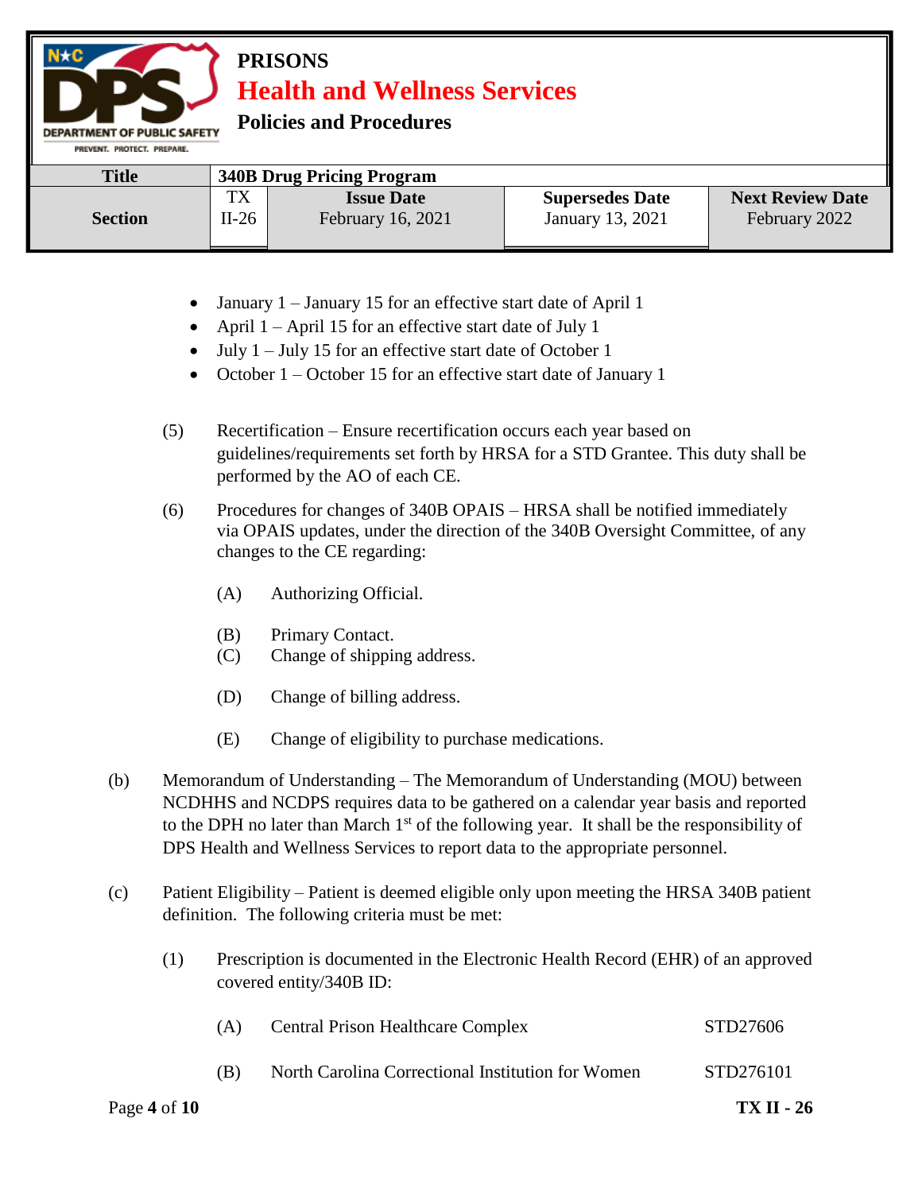- January 1 – January 15 for an effective start date of April 1
- April 1 – April 15 for an effective start date of July 1
- July 1 – July 15 for an effective start date of October 1
- October 1 – October 15 for an effective start date of January 1

(5) Recertification – Ensure recertification occurs each year based on guidelines/requirements set forth by HRSA for a STD Grantee. This duty shall be performed by the AO of each CE.

(6) Procedures for changes of 340B OPAIS – HRSA shall be notified immediately via OPAIS updates, under the direction of the 340B Oversight Committee, of any changes to the CE regarding:

(A) Authorizing Official.

(B) Primary Contact.

(C) Change of shipping address.

(D) Change of billing address.

(E) Change of eligibility to purchase medications.

(b) Memorandum of Understanding – The Memorandum of Understanding (MOU) between NCDHHS and NCDPS requires data to be gathered on a calendar year basis and reported to the DPH no later than March 1st of the following year. It shall be the responsibility of DPS Health and Wellness Services to report data to the appropriate personnel.

(c) Patient Eligibility – Patient is deemed eligible only upon meeting the HRSA 340B patient definition. The following criteria must be met:

(1) Prescription is documented in the Electronic Health Record (EHR) of an approved covered entity/340B ID:

(A) Central Prison Healthcare Complex STD27606

(B) North Carolina Correctional Institution for Women STD276101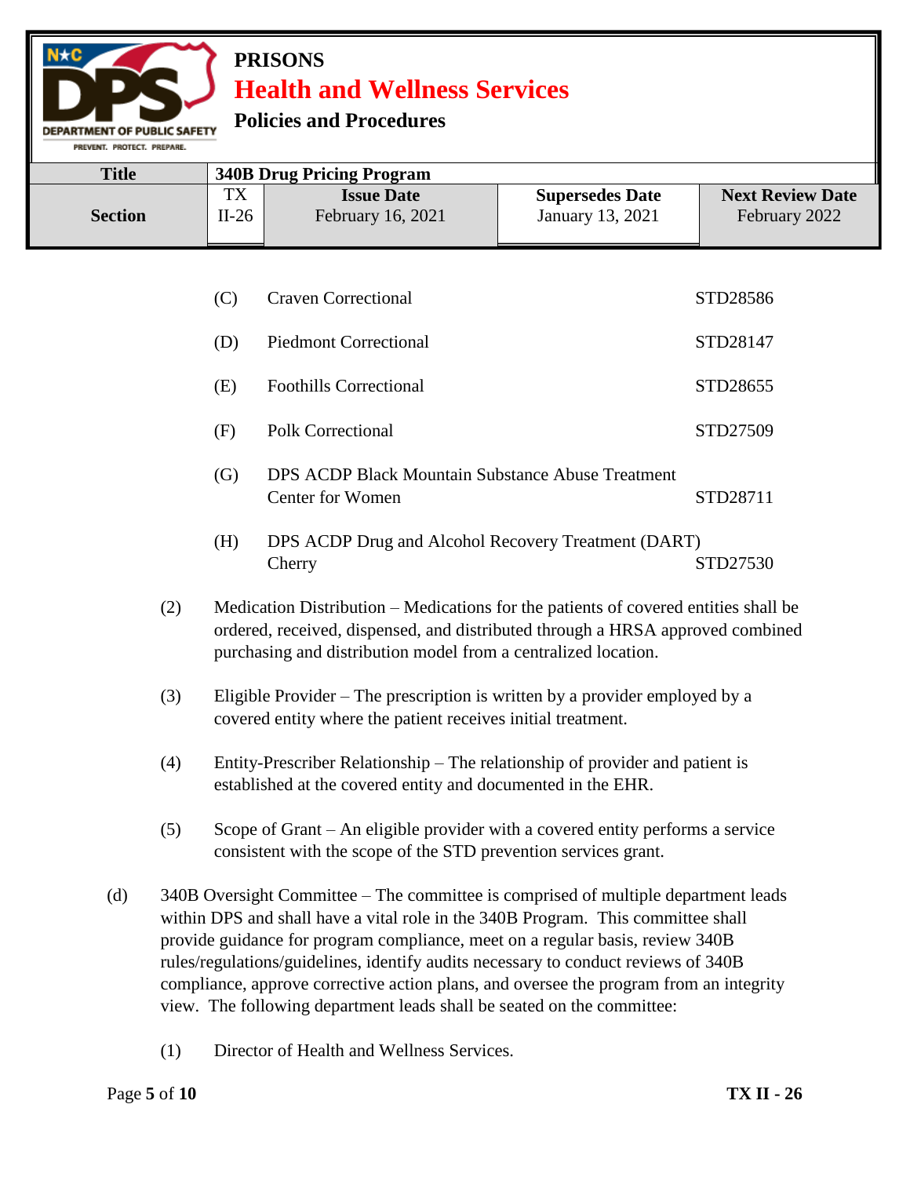(C) Craven Correctional — STD28586

(D) Piedmont Correctional — STD28147

(E) Foothills Correctional — STD28655

(F) Polk Correctional — STD27509

(G) DPS ACDP Black Mountain Substance Abuse Treatment Center for Women — STD28711

(H) DPS ACDP Drug and Alcohol Recovery Treatment (DART) Cherry — STD27530

(2) Medication Distribution – Medications for the patients of covered entities shall be ordered, received, dispensed, and distributed through a HRSA approved combined purchasing and distribution model from a centralized location.

(3) Eligible Provider – The prescription is written by a provider employed by a covered entity where the patient receives initial treatment.

(4) Entity-Prescriber Relationship – The relationship of provider and patient is established at the covered entity and documented in the EHR.

(5) Scope of Grant – An eligible provider with a covered entity performs a service consistent with the scope of the STD prevention services grant.

(d) 340B Oversight Committee – The committee is comprised of multiple department leads within DPS and shall have a vital role in the 340B Program. This committee shall provide guidance for program compliance, meet on a regular basis, review 340B rules/regulations/guidelines, identify audits necessary to conduct reviews of 340B compliance, approve corrective action plans, and oversee the program from an integrity view. The following department leads shall be seated on the committee:

(1) Director of Health and Wellness Services.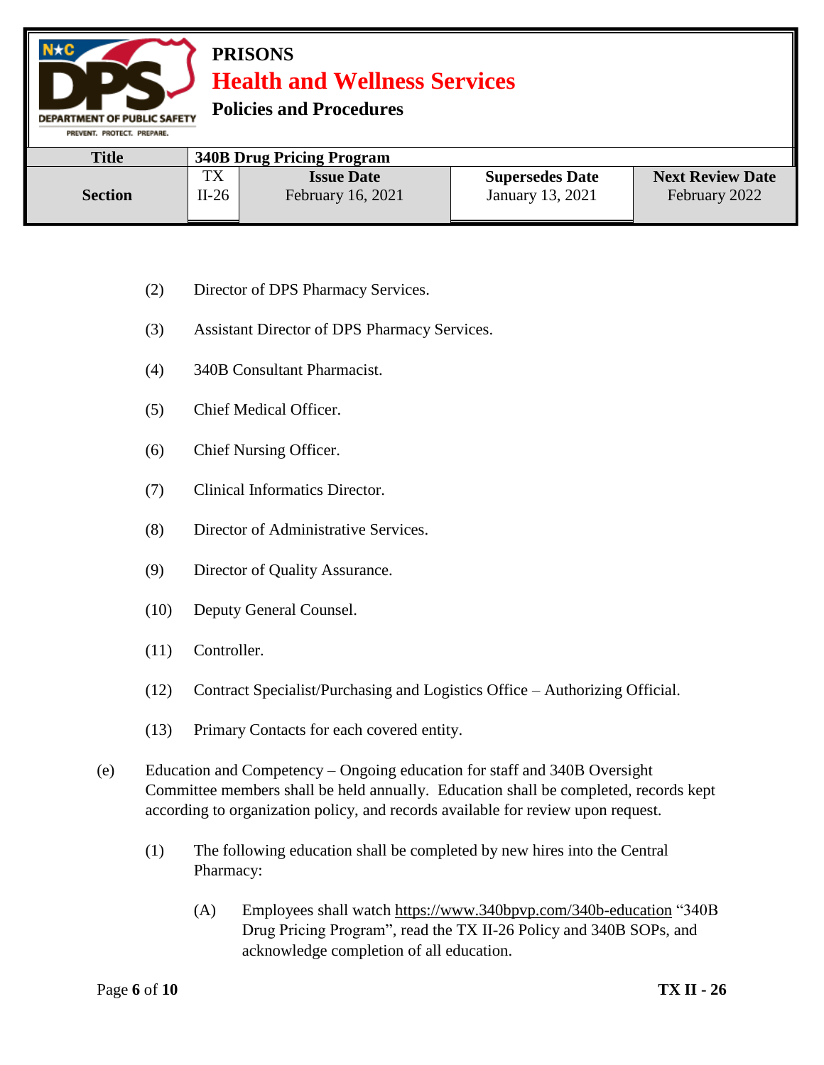(2) Director of DPS Pharmacy Services.

(3) Assistant Director of DPS Pharmacy Services.

(4) 340B Consultant Pharmacist.

(5) Chief Medical Officer.

(6) Chief Nursing Officer.

(7) Clinical Informatics Director.

(8) Director of Administrative Services.

(9) Director of Quality Assurance.

(10) Deputy General Counsel.

(11) Controller.

(12) Contract Specialist/Purchasing and Logistics Office – Authorizing Official.

(13) Primary Contacts for each covered entity.

(e) Education and Competency – Ongoing education for staff and 340B Oversight Committee members shall be held annually. Education shall be completed, records kept according to organization policy, and records available for review upon request.

(1) The following education shall be completed by new hires into the Central Pharmacy:

(A) Employees shall watch https://www.340bpvp.com/340b-education "340B Drug Pricing Program", read the TX II-26 Policy and 340B SOPs, and acknowledge completion of all education.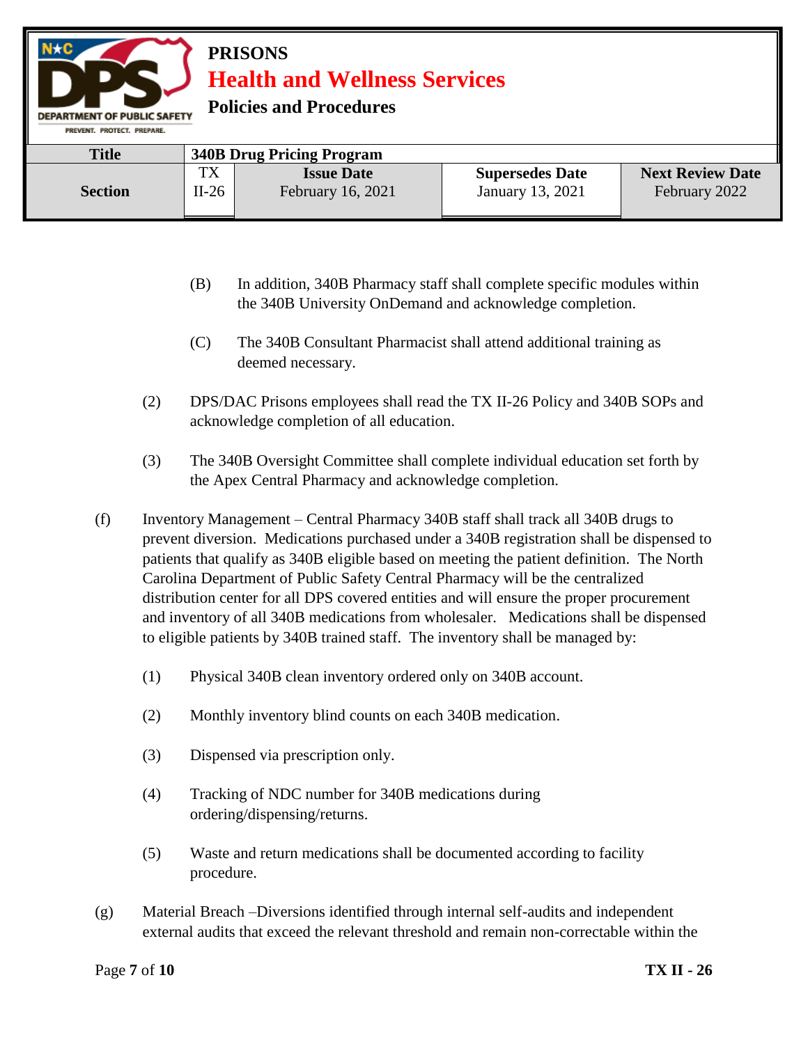(B) In addition, 340B Pharmacy staff shall complete specific modules within the 340B University OnDemand and acknowledge completion.

(C) The 340B Consultant Pharmacist shall attend additional training as deemed necessary.

(2) DPS/DAC Prisons employees shall read the TX II-26 Policy and 340B SOPs and acknowledge completion of all education.

(3) The 340B Oversight Committee shall complete individual education set forth by the Apex Central Pharmacy and acknowledge completion.

(f) Inventory Management – Central Pharmacy 340B staff shall track all 340B drugs to prevent diversion. Medications purchased under a 340B registration shall be dispensed to patients that qualify as 340B eligible based on meeting the patient definition. The North Carolina Department of Public Safety Central Pharmacy will be the centralized distribution center for all DPS covered entities and will ensure the proper procurement and inventory of all 340B medications from wholesaler. Medications shall be dispensed to eligible patients by 340B trained staff. The inventory shall be managed by:

(1) Physical 340B clean inventory ordered only on 340B account.

(2) Monthly inventory blind counts on each 340B medication.

(3) Dispensed via prescription only.

(4) Tracking of NDC number for 340B medications during ordering/dispensing/returns.

(5) Waste and return medications shall be documented according to facility procedure.

(g) Material Breach –Diversions identified through internal self-audits and independent external audits that exceed the relevant threshold and remain non-correctable within the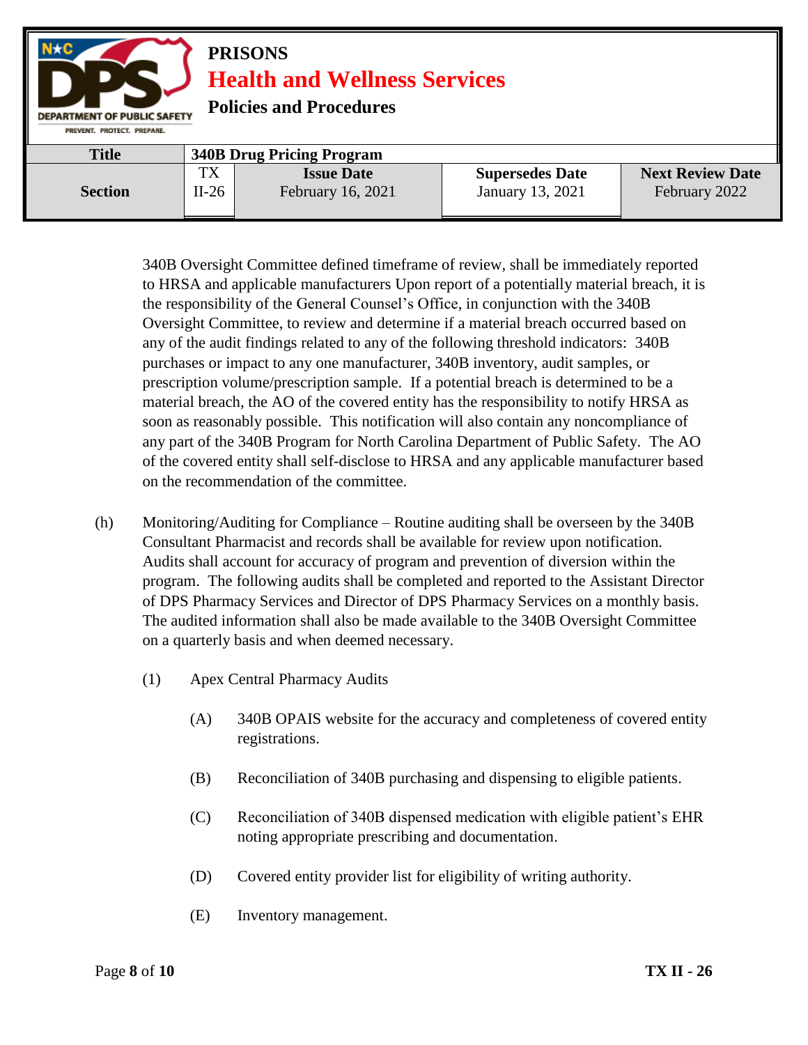340B Oversight Committee defined timeframe of review, shall be immediately reported to HRSA and applicable manufacturers Upon report of a potentially material breach, it is the responsibility of the General Counsel's Office, in conjunction with the 340B Oversight Committee, to review and determine if a material breach occurred based on any of the audit findings related to any of the following threshold indicators: 340B purchases or impact to any one manufacturer, 340B inventory, audit samples, or prescription volume/prescription sample. If a potential breach is determined to be a material breach, the AO of the covered entity has the responsibility to notify HRSA as soon as reasonably possible. This notification will also contain any noncompliance of any part of the 340B Program for North Carolina Department of Public Safety. The AO of the covered entity shall self-disclose to HRSA and any applicable manufacturer based on the recommendation of the committee.

(h) Monitoring/Auditing for Compliance – Routine auditing shall be overseen by the 340B Consultant Pharmacist and records shall be available for review upon notification. Audits shall account for accuracy of program and prevention of diversion within the program. The following audits shall be completed and reported to the Assistant Director of DPS Pharmacy Services and Director of DPS Pharmacy Services on a monthly basis. The audited information shall also be made available to the 340B Oversight Committee on a quarterly basis and when deemed necessary.

(1) Apex Central Pharmacy Audits

(A) 340B OPAIS website for the accuracy and completeness of covered entity registrations.

(B) Reconciliation of 340B purchasing and dispensing to eligible patients.

(C) Reconciliation of 340B dispensed medication with eligible patient's EHR noting appropriate prescribing and documentation.

(D) Covered entity provider list for eligibility of writing authority.

(E) Inventory management.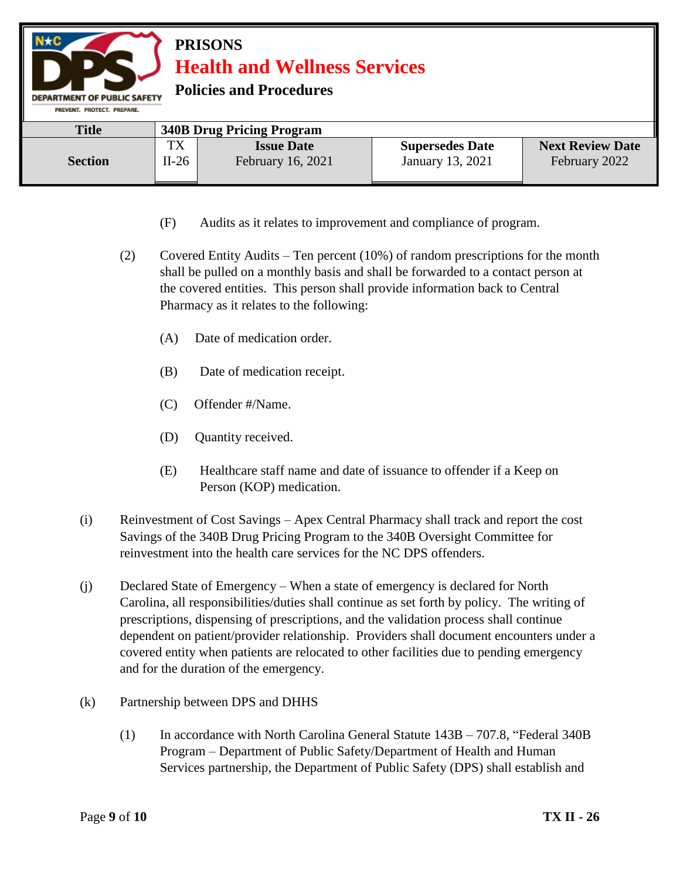(F) Audits as it relates to improvement and compliance of program.

(2) Covered Entity Audits – Ten percent (10%) of random prescriptions for the month shall be pulled on a monthly basis and shall be forwarded to a contact person at the covered entities. This person shall provide information back to Central Pharmacy as it relates to the following:

(A) Date of medication order.

(B) Date of medication receipt.

(C) Offender #/Name.

(D) Quantity received.

(E) Healthcare staff name and date of issuance to offender if a Keep on Person (KOP) medication.

(i) Reinvestment of Cost Savings – Apex Central Pharmacy shall track and report the cost Savings of the 340B Drug Pricing Program to the 340B Oversight Committee for reinvestment into the health care services for the NC DPS offenders.

(j) Declared State of Emergency – When a state of emergency is declared for North Carolina, all responsibilities/duties shall continue as set forth by policy. The writing of prescriptions, dispensing of prescriptions, and the validation process shall continue dependent on patient/provider relationship. Providers shall document encounters under a covered entity when patients are relocated to other facilities due to pending emergency and for the duration of the emergency.

(k) Partnership between DPS and DHHS

(1) In accordance with North Carolina General Statute 143B – 707.8, "Federal 340B Program – Department of Public Safety/Department of Health and Human Services partnership, the Department of Public Safety (DPS) shall establish and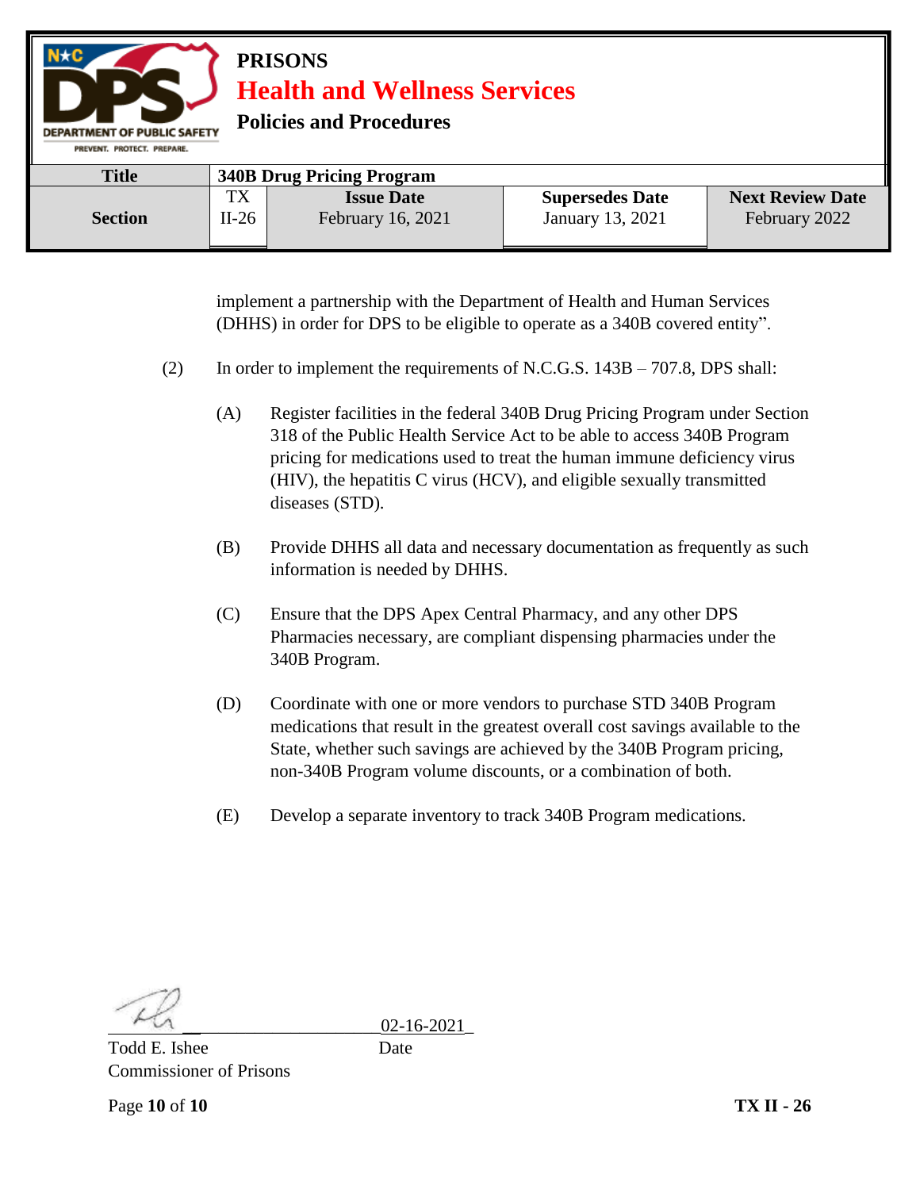implement a partnership with the Department of Health and Human Services (DHHS) in order for DPS to be eligible to operate as a 340B covered entity".

(2) In order to implement the requirements of N.C.G.S. 143B – 707.8, DPS shall:

(A) Register facilities in the federal 340B Drug Pricing Program under Section 318 of the Public Health Service Act to be able to access 340B Program pricing for medications used to treat the human immune deficiency virus (HIV), the hepatitis C virus (HCV), and eligible sexually transmitted diseases (STD).

(B) Provide DHHS all data and necessary documentation as frequently as such information is needed by DHHS.

(C) Ensure that the DPS Apex Central Pharmacy, and any other DPS Pharmacies necessary, are compliant dispensing pharmacies under the 340B Program.

(D) Coordinate with one or more vendors to purchase STD 340B Program medications that result in the greatest overall cost savings available to the State, whether such savings are achieved by the 340B Program pricing, non-340B Program volume discounts, or a combination of both.

(E) Develop a separate inventory to track 340B Program medications.

Todd E. Ishee
Commissioner of Prisons

02-16-2021
Date